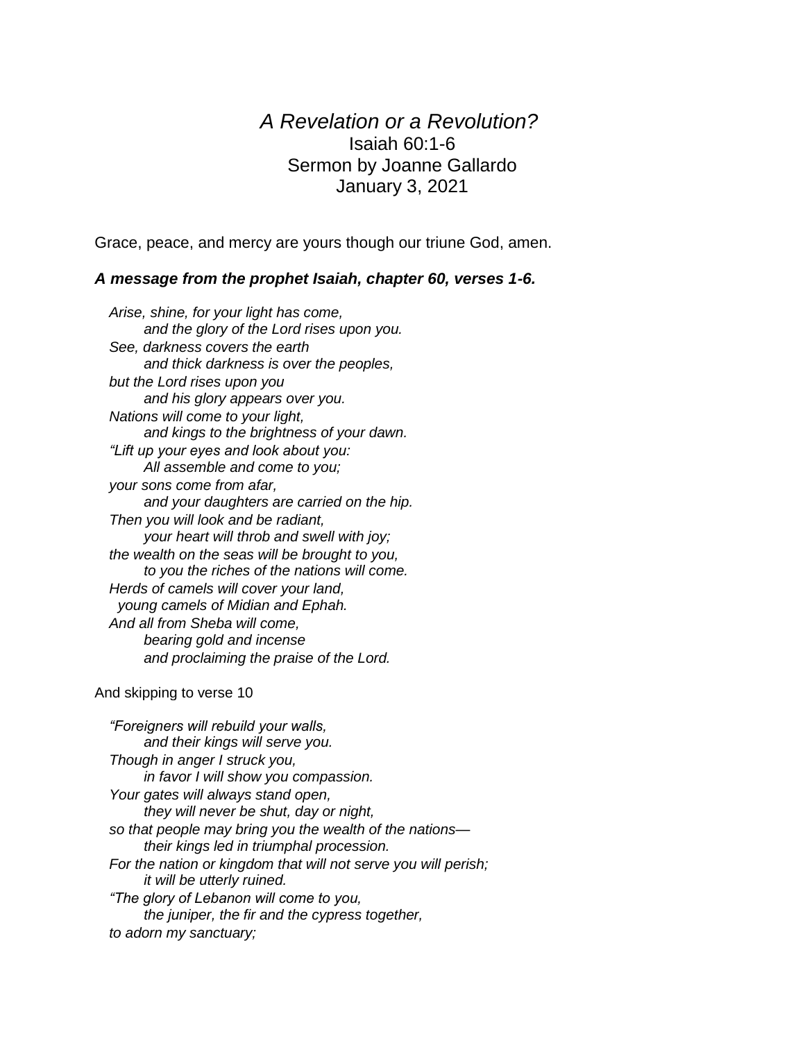# *A Revelation or a Revolution?*

Isaiah 60:1-6
Sermon by Joanne Gallardo
January 3, 2021

Grace, peace, and mercy are yours though our triune God, amen.

***A message from the prophet Isaiah, chapter 60, verses 1-6.***

*Arise, shine, for your light has come,*
*and the glory of the Lord rises upon you.*
*See, darkness covers the earth*
*and thick darkness is over the peoples,*
*but the Lord rises upon you*
*and his glory appears over you.*
*Nations will come to your light,*
*and kings to the brightness of your dawn.*
*"Lift up your eyes and look about you:*
*All assemble and come to you;*
*your sons come from afar,*
*and your daughters are carried on the hip.*
*Then you will look and be radiant,*
*your heart will throb and swell with joy;*
*the wealth on the seas will be brought to you,*
*to you the riches of the nations will come.*
*Herds of camels will cover your land,*
*young camels of Midian and Ephah.*
*And all from Sheba will come,*
*bearing gold and incense*
*and proclaiming the praise of the Lord.*

And skipping to verse 10

*"Foreigners will rebuild your walls,*
*and their kings will serve you.*
*Though in anger I struck you,*
*in favor I will show you compassion.*
*Your gates will always stand open,*
*they will never be shut, day or night,*
*so that people may bring you the wealth of the nations—*
*their kings led in triumphal procession.*
*For the nation or kingdom that will not serve you will perish;*
*it will be utterly ruined.*
*"The glory of Lebanon will come to you,*
*the juniper, the fir and the cypress together,*
*to adorn my sanctuary;*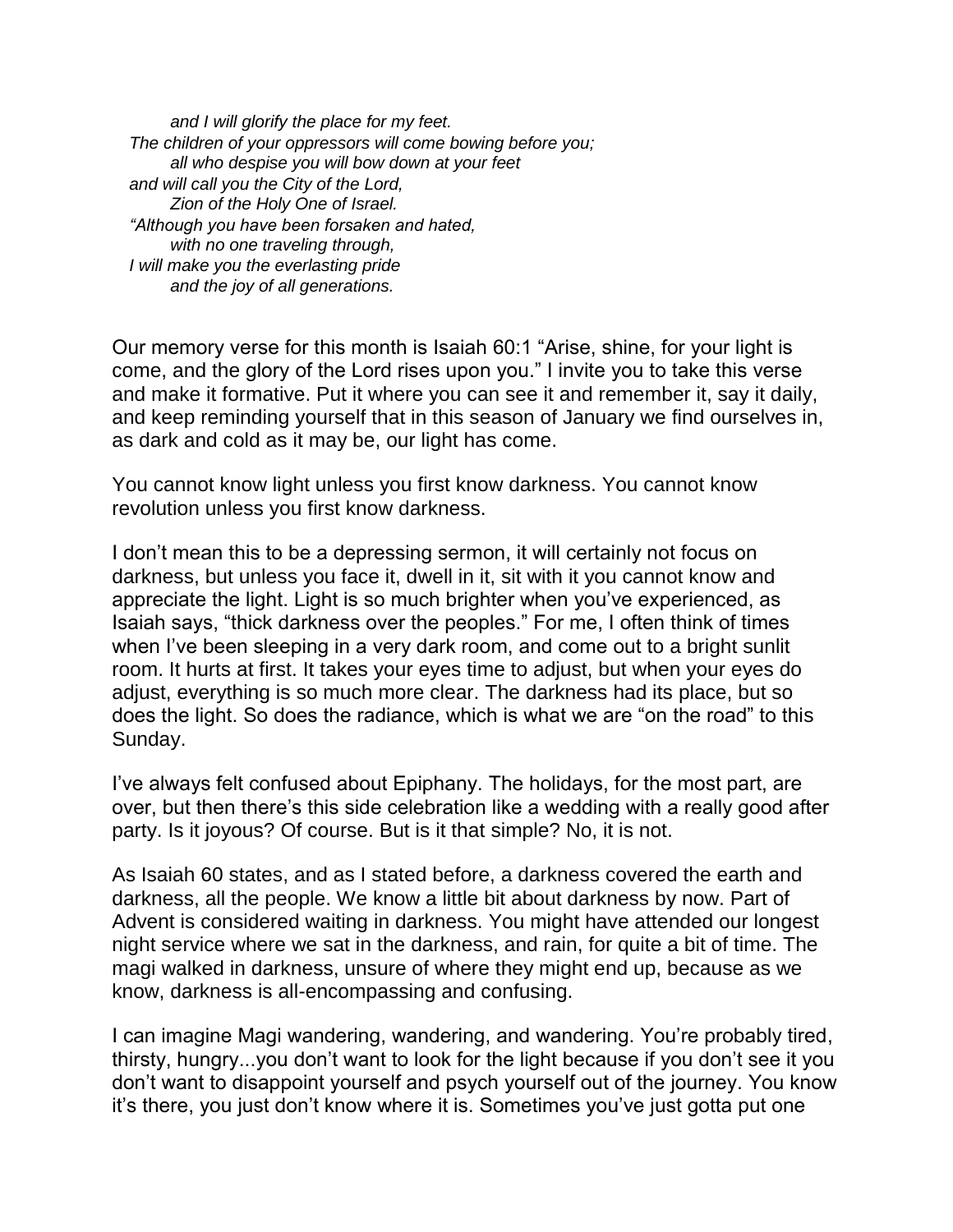*and I will glorify the place for my feet.*
*The children of your oppressors will come bowing before you;*
*all who despise you will bow down at your feet*
*and will call you the City of the Lord,*
*Zion of the Holy One of Israel.*
*"Although you have been forsaken and hated,*
*with no one traveling through,*
*I will make you the everlasting pride*
*and the joy of all generations.*

Our memory verse for this month is Isaiah 60:1 "Arise, shine, for your light is come, and the glory of the Lord rises upon you." I invite you to take this verse and make it formative. Put it where you can see it and remember it, say it daily, and keep reminding yourself that in this season of January we find ourselves in, as dark and cold as it may be, our light has come.

You cannot know light unless you first know darkness. You cannot know revolution unless you first know darkness.

I don't mean this to be a depressing sermon, it will certainly not focus on darkness, but unless you face it, dwell in it, sit with it you cannot know and appreciate the light. Light is so much brighter when you've experienced, as Isaiah says, "thick darkness over the peoples." For me, I often think of times when I've been sleeping in a very dark room, and come out to a bright sunlit room. It hurts at first. It takes your eyes time to adjust, but when your eyes do adjust, everything is so much more clear. The darkness had its place, but so does the light. So does the radiance, which is what we are "on the road" to this Sunday.

I've always felt confused about Epiphany. The holidays, for the most part, are over, but then there's this side celebration like a wedding with a really good after party. Is it joyous? Of course. But is it that simple? No, it is not.

As Isaiah 60 states, and as I stated before, a darkness covered the earth and darkness, all the people. We know a little bit about darkness by now. Part of Advent is considered waiting in darkness. You might have attended our longest night service where we sat in the darkness, and rain, for quite a bit of time. The magi walked in darkness, unsure of where they might end up, because as we know, darkness is all-encompassing and confusing.

I can imagine Magi wandering, wandering, and wandering. You're probably tired, thirsty, hungry...you don't want to look for the light because if you don't see it you don't want to disappoint yourself and psych yourself out of the journey. You know it's there, you just don't know where it is. Sometimes you've just gotta put one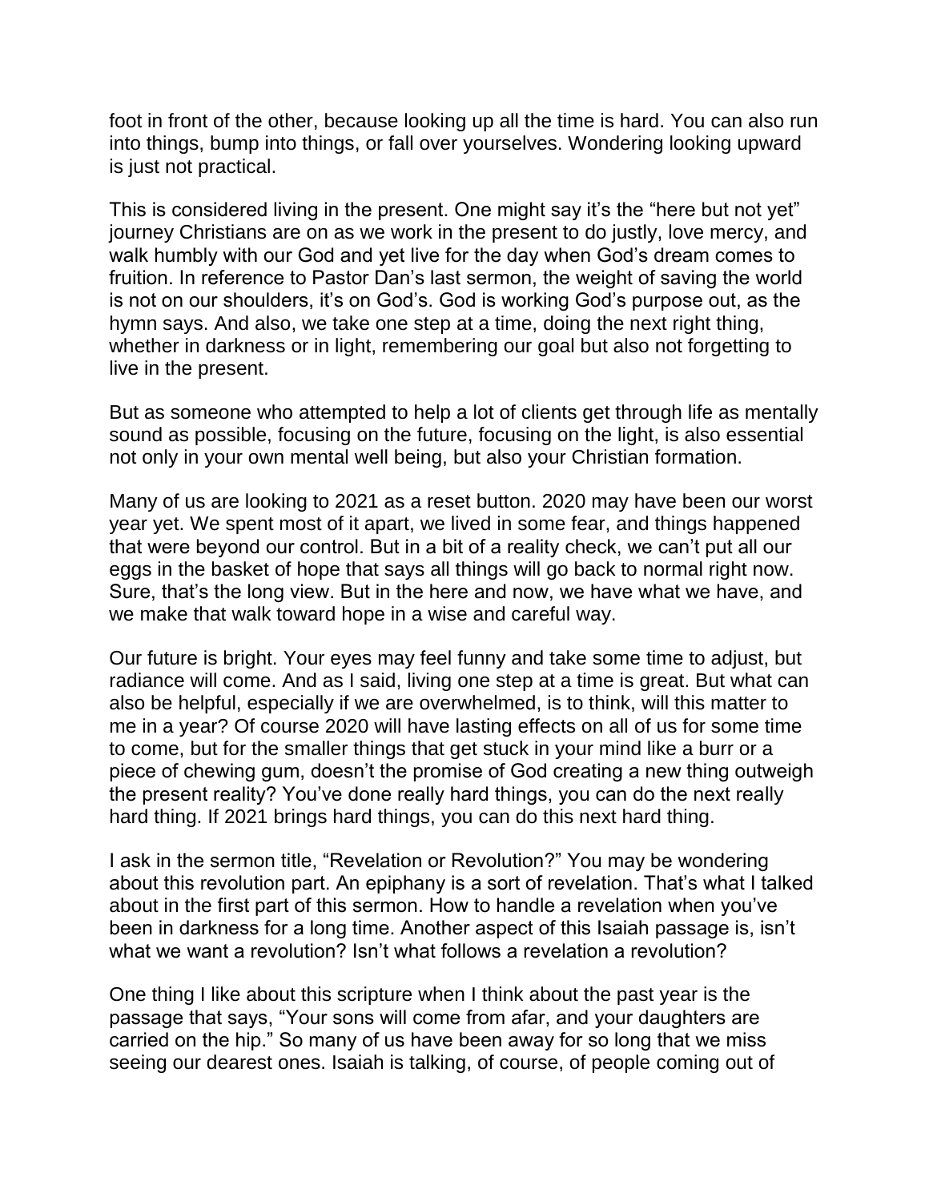foot in front of the other, because looking up all the time is hard. You can also run into things, bump into things, or fall over yourselves. Wondering looking upward is just not practical.

This is considered living in the present. One might say it's the "here but not yet" journey Christians are on as we work in the present to do justly, love mercy, and walk humbly with our God and yet live for the day when God's dream comes to fruition. In reference to Pastor Dan's last sermon, the weight of saving the world is not on our shoulders, it's on God's. God is working God's purpose out, as the hymn says. And also, we take one step at a time, doing the next right thing, whether in darkness or in light, remembering our goal but also not forgetting to live in the present.

But as someone who attempted to help a lot of clients get through life as mentally sound as possible, focusing on the future, focusing on the light, is also essential not only in your own mental well being, but also your Christian formation.

Many of us are looking to 2021 as a reset button. 2020 may have been our worst year yet. We spent most of it apart, we lived in some fear, and things happened that were beyond our control. But in a bit of a reality check, we can't put all our eggs in the basket of hope that says all things will go back to normal right now. Sure, that's the long view. But in the here and now, we have what we have, and we make that walk toward hope in a wise and careful way.

Our future is bright. Your eyes may feel funny and take some time to adjust, but radiance will come. And as I said, living one step at a time is great. But what can also be helpful, especially if we are overwhelmed, is to think, will this matter to me in a year? Of course 2020 will have lasting effects on all of us for some time to come, but for the smaller things that get stuck in your mind like a burr or a piece of chewing gum, doesn't the promise of God creating a new thing outweigh the present reality? You've done really hard things, you can do the next really hard thing. If 2021 brings hard things, you can do this next hard thing.

I ask in the sermon title, "Revelation or Revolution?" You may be wondering about this revolution part. An epiphany is a sort of revelation. That's what I talked about in the first part of this sermon. How to handle a revelation when you've been in darkness for a long time. Another aspect of this Isaiah passage is, isn't what we want a revolution? Isn't what follows a revelation a revolution?

One thing I like about this scripture when I think about the past year is the passage that says, "Your sons will come from afar, and your daughters are carried on the hip." So many of us have been away for so long that we miss seeing our dearest ones. Isaiah is talking, of course, of people coming out of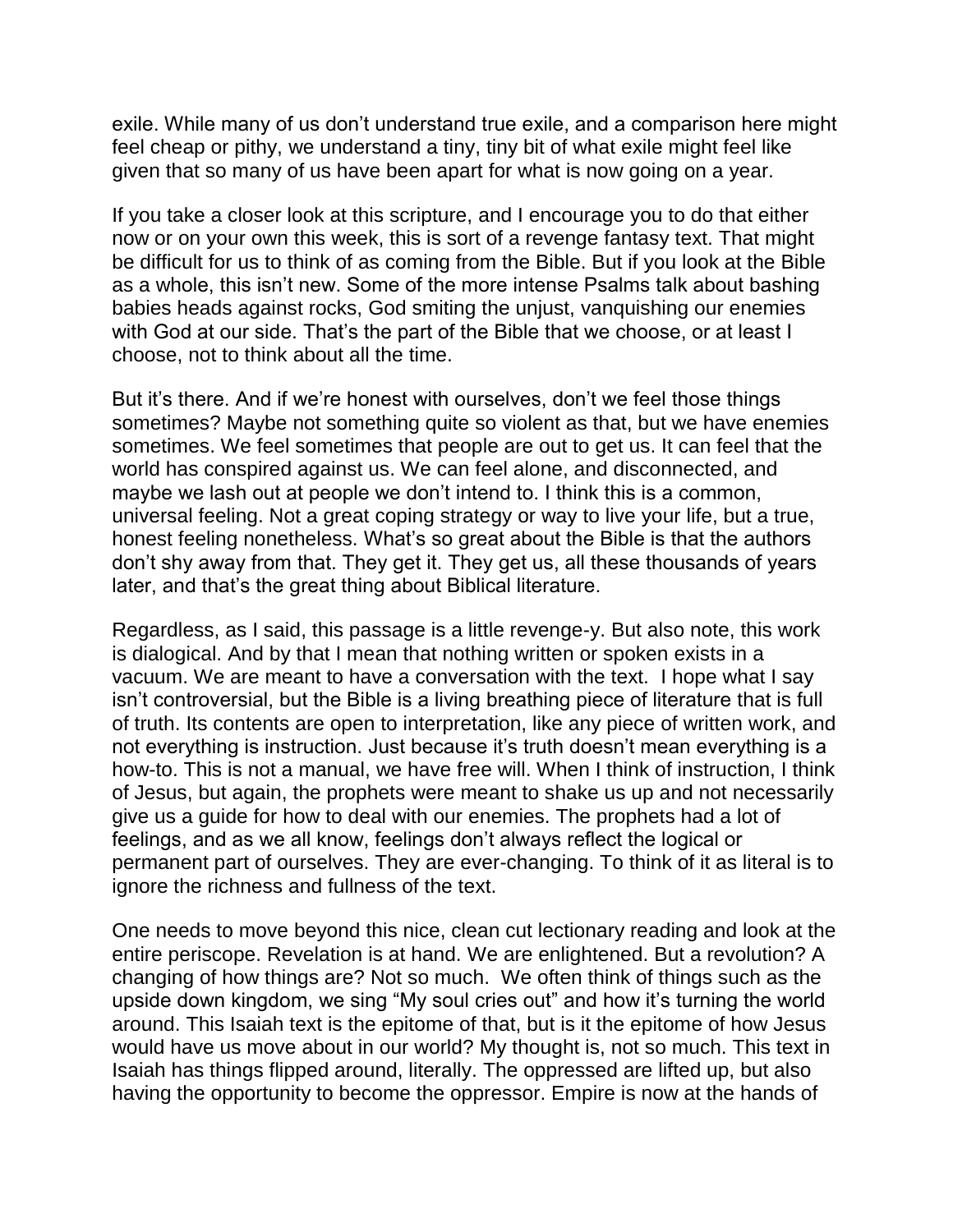exile. While many of us don't understand true exile, and a comparison here might feel cheap or pithy, we understand a tiny, tiny bit of what exile might feel like given that so many of us have been apart for what is now going on a year.

If you take a closer look at this scripture, and I encourage you to do that either now or on your own this week, this is sort of a revenge fantasy text. That might be difficult for us to think of as coming from the Bible. But if you look at the Bible as a whole, this isn't new. Some of the more intense Psalms talk about bashing babies heads against rocks, God smiting the unjust, vanquishing our enemies with God at our side. That's the part of the Bible that we choose, or at least I choose, not to think about all the time.

But it's there. And if we're honest with ourselves, don't we feel those things sometimes? Maybe not something quite so violent as that, but we have enemies sometimes. We feel sometimes that people are out to get us. It can feel that the world has conspired against us. We can feel alone, and disconnected, and maybe we lash out at people we don't intend to. I think this is a common, universal feeling. Not a great coping strategy or way to live your life, but a true, honest feeling nonetheless. What's so great about the Bible is that the authors don't shy away from that. They get it. They get us, all these thousands of years later, and that's the great thing about Biblical literature.

Regardless, as I said, this passage is a little revenge-y. But also note, this work is dialogical. And by that I mean that nothing written or spoken exists in a vacuum. We are meant to have a conversation with the text. I hope what I say isn't controversial, but the Bible is a living breathing piece of literature that is full of truth. Its contents are open to interpretation, like any piece of written work, and not everything is instruction. Just because it's truth doesn't mean everything is a how-to. This is not a manual, we have free will. When I think of instruction, I think of Jesus, but again, the prophets were meant to shake us up and not necessarily give us a guide for how to deal with our enemies. The prophets had a lot of feelings, and as we all know, feelings don't always reflect the logical or permanent part of ourselves. They are ever-changing. To think of it as literal is to ignore the richness and fullness of the text.

One needs to move beyond this nice, clean cut lectionary reading and look at the entire periscope. Revelation is at hand. We are enlightened. But a revolution? A changing of how things are? Not so much. We often think of things such as the upside down kingdom, we sing "My soul cries out" and how it's turning the world around. This Isaiah text is the epitome of that, but is it the epitome of how Jesus would have us move about in our world? My thought is, not so much. This text in Isaiah has things flipped around, literally. The oppressed are lifted up, but also having the opportunity to become the oppressor. Empire is now at the hands of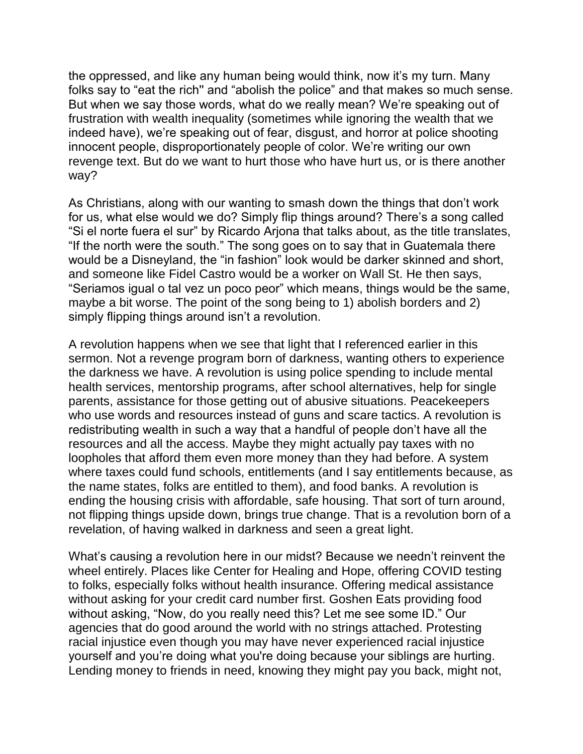the oppressed, and like any human being would think, now it's my turn. Many folks say to "eat the rich" and "abolish the police" and that makes so much sense. But when we say those words, what do we really mean? We're speaking out of frustration with wealth inequality (sometimes while ignoring the wealth that we indeed have), we're speaking out of fear, disgust, and horror at police shooting innocent people, disproportionately people of color. We're writing our own revenge text. But do we want to hurt those who have hurt us, or is there another way?

As Christians, along with our wanting to smash down the things that don't work for us, what else would we do? Simply flip things around? There's a song called "Si el norte fuera el sur" by Ricardo Arjona that talks about, as the title translates, "If the north were the south." The song goes on to say that in Guatemala there would be a Disneyland, the "in fashion" look would be darker skinned and short, and someone like Fidel Castro would be a worker on Wall St. He then says, "Seriamos igual o tal vez un poco peor" which means, things would be the same, maybe a bit worse. The point of the song being to 1) abolish borders and 2) simply flipping things around isn't a revolution.

A revolution happens when we see that light that I referenced earlier in this sermon. Not a revenge program born of darkness, wanting others to experience the darkness we have. A revolution is using police spending to include mental health services, mentorship programs, after school alternatives, help for single parents, assistance for those getting out of abusive situations. Peacekeepers who use words and resources instead of guns and scare tactics. A revolution is redistributing wealth in such a way that a handful of people don't have all the resources and all the access. Maybe they might actually pay taxes with no loopholes that afford them even more money than they had before. A system where taxes could fund schools, entitlements (and I say entitlements because, as the name states, folks are entitled to them), and food banks. A revolution is ending the housing crisis with affordable, safe housing. That sort of turn around, not flipping things upside down, brings true change. That is a revolution born of a revelation, of having walked in darkness and seen a great light.

What's causing a revolution here in our midst? Because we needn't reinvent the wheel entirely. Places like Center for Healing and Hope, offering COVID testing to folks, especially folks without health insurance. Offering medical assistance without asking for your credit card number first. Goshen Eats providing food without asking, "Now, do you really need this? Let me see some ID." Our agencies that do good around the world with no strings attached. Protesting racial injustice even though you may have never experienced racial injustice yourself and you're doing what you're doing because your siblings are hurting. Lending money to friends in need, knowing they might pay you back, might not,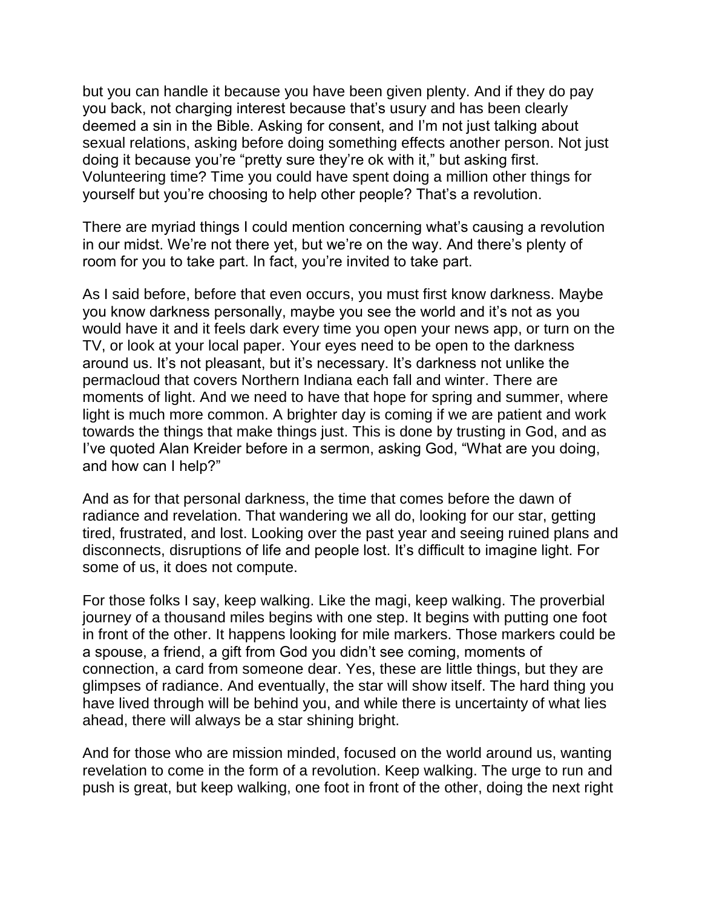but you can handle it because you have been given plenty. And if they do pay you back, not charging interest because that's usury and has been clearly deemed a sin in the Bible. Asking for consent, and I'm not just talking about sexual relations, asking before doing something effects another person. Not just doing it because you're "pretty sure they're ok with it," but asking first. Volunteering time? Time you could have spent doing a million other things for yourself but you're choosing to help other people? That's a revolution.

There are myriad things I could mention concerning what's causing a revolution in our midst. We're not there yet, but we're on the way. And there's plenty of room for you to take part. In fact, you're invited to take part.

As I said before, before that even occurs, you must first know darkness. Maybe you know darkness personally, maybe you see the world and it's not as you would have it and it feels dark every time you open your news app, or turn on the TV, or look at your local paper. Your eyes need to be open to the darkness around us. It's not pleasant, but it's necessary. It's darkness not unlike the permacloud that covers Northern Indiana each fall and winter. There are moments of light. And we need to have that hope for spring and summer, where light is much more common. A brighter day is coming if we are patient and work towards the things that make things just. This is done by trusting in God, and as I've quoted Alan Kreider before in a sermon, asking God, "What are you doing, and how can I help?"

And as for that personal darkness, the time that comes before the dawn of radiance and revelation. That wandering we all do, looking for our star, getting tired, frustrated, and lost. Looking over the past year and seeing ruined plans and disconnects, disruptions of life and people lost. It's difficult to imagine light. For some of us, it does not compute.

For those folks I say, keep walking. Like the magi, keep walking. The proverbial journey of a thousand miles begins with one step. It begins with putting one foot in front of the other. It happens looking for mile markers. Those markers could be a spouse, a friend, a gift from God you didn't see coming, moments of connection, a card from someone dear. Yes, these are little things, but they are glimpses of radiance. And eventually, the star will show itself. The hard thing you have lived through will be behind you, and while there is uncertainty of what lies ahead, there will always be a star shining bright.

And for those who are mission minded, focused on the world around us, wanting revelation to come in the form of a revolution. Keep walking. The urge to run and push is great, but keep walking, one foot in front of the other, doing the next right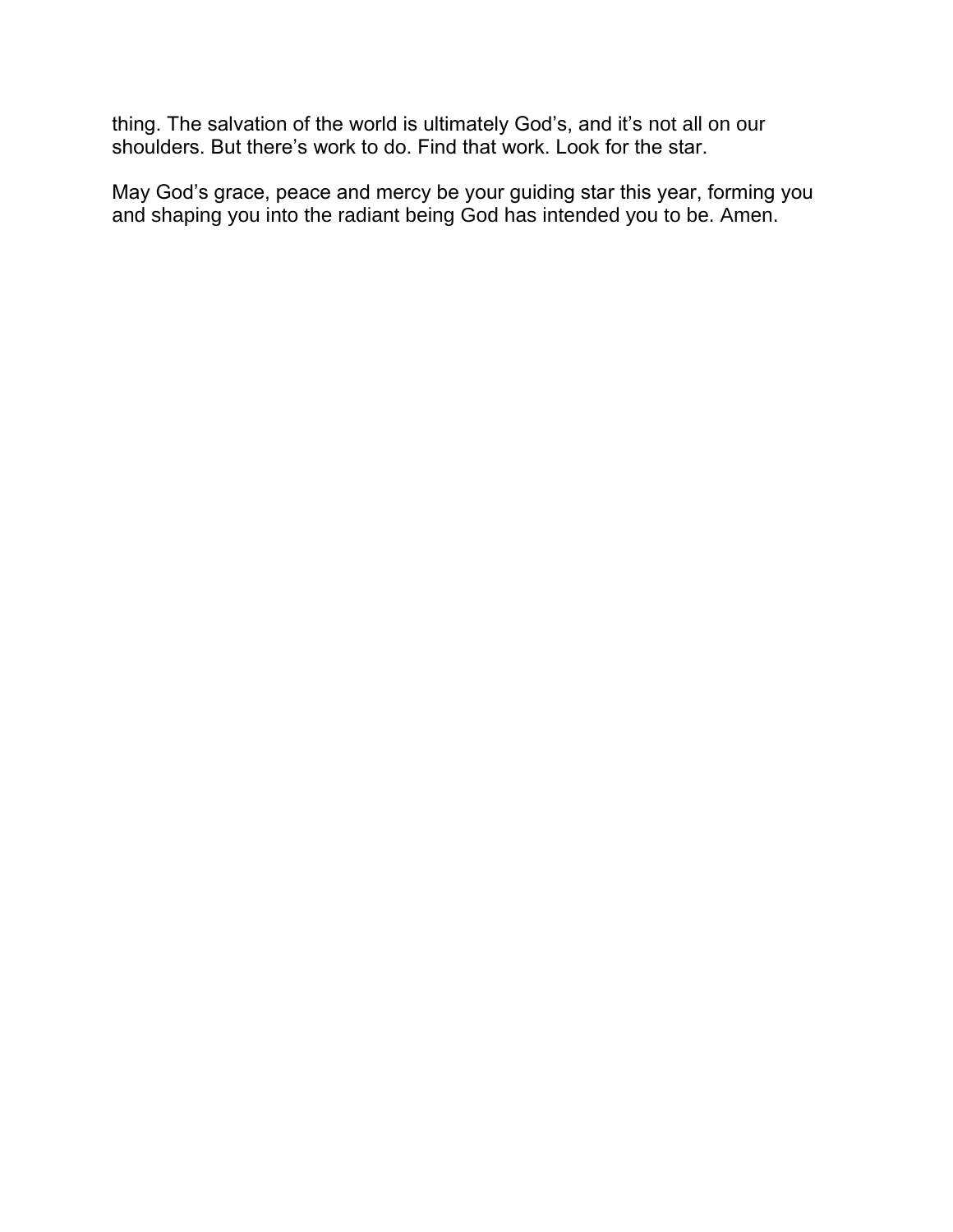thing. The salvation of the world is ultimately God’s, and it’s not all on our shoulders. But there’s work to do. Find that work. Look for the star.

May God’s grace, peace and mercy be your guiding star this year, forming you and shaping you into the radiant being God has intended you to be. Amen.